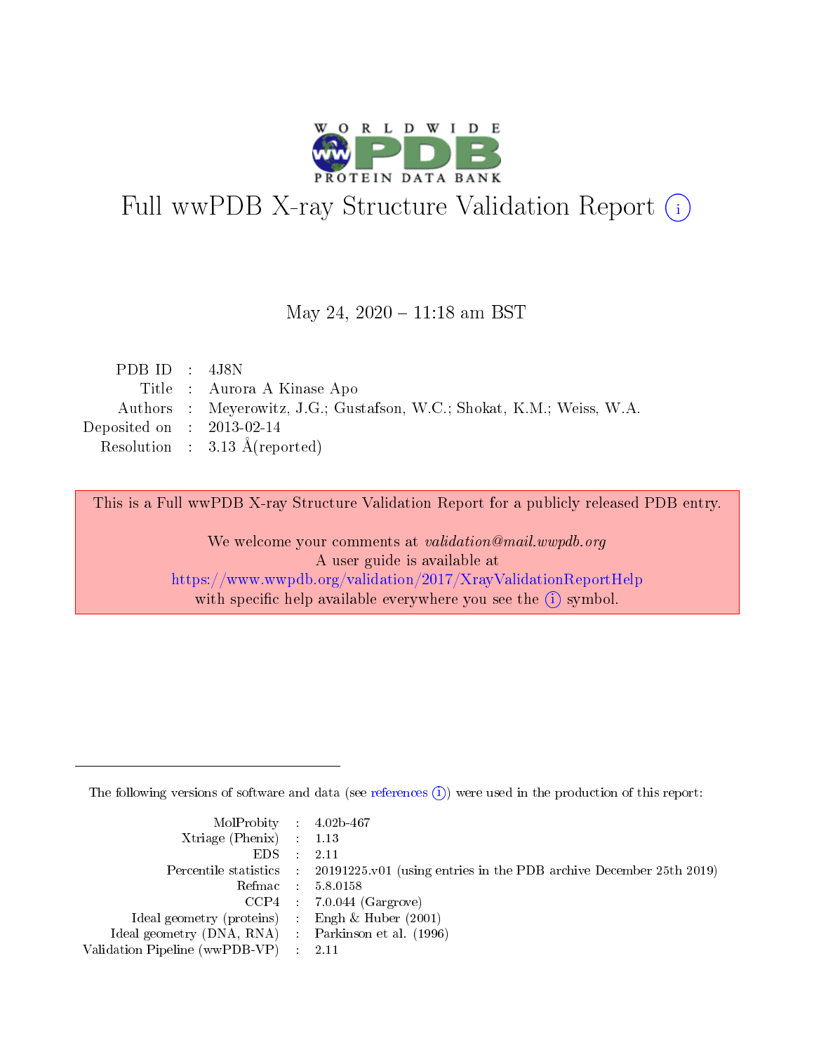# Full wwPDB X-ray Structure Validation Report (i)

May 24, 2020 – 11:18 am BST

| | | |
|---|---|---|
| PDB ID | : | 4J8N |
| Title | : | Aurora A Kinase Apo |
| Authors | : | Meyerowitz, J.G.; Gustafson, W.C.; Shokat, K.M.; Weiss, W.A. |
| Deposited on | : | 2013-02-14 |
| Resolution | : | 3.13 Å(reported) |

This is a Full wwPDB X-ray Structure Validation Report for a publicly released PDB entry.

We welcome your comments at *validation@mail.wwpdb.org*
A user guide is available at
https://www.wwpdb.org/validation/2017/XrayValidationReportHelp
with specific help available everywhere you see the (i) symbol.

The following versions of software and data (see references (i)) were used in the production of this report:

| | | |
|---|---|---|
| MolProbity | : | 4.02b-467 |
| Xtriage (Phenix) | : | 1.13 |
| EDS | : | 2.11 |
| Percentile statistics | : | 20191225.v01 (using entries in the PDB archive December 25th 2019) |
| Refmac | : | 5.8.0158 |
| CCP4 | : | 7.0.044 (Gargrove) |
| Ideal geometry (proteins) | : | Engh & Huber (2001) |
| Ideal geometry (DNA, RNA) | : | Parkinson et al. (1996) |
| Validation Pipeline (wwPDB-VP) | : | 2.11 |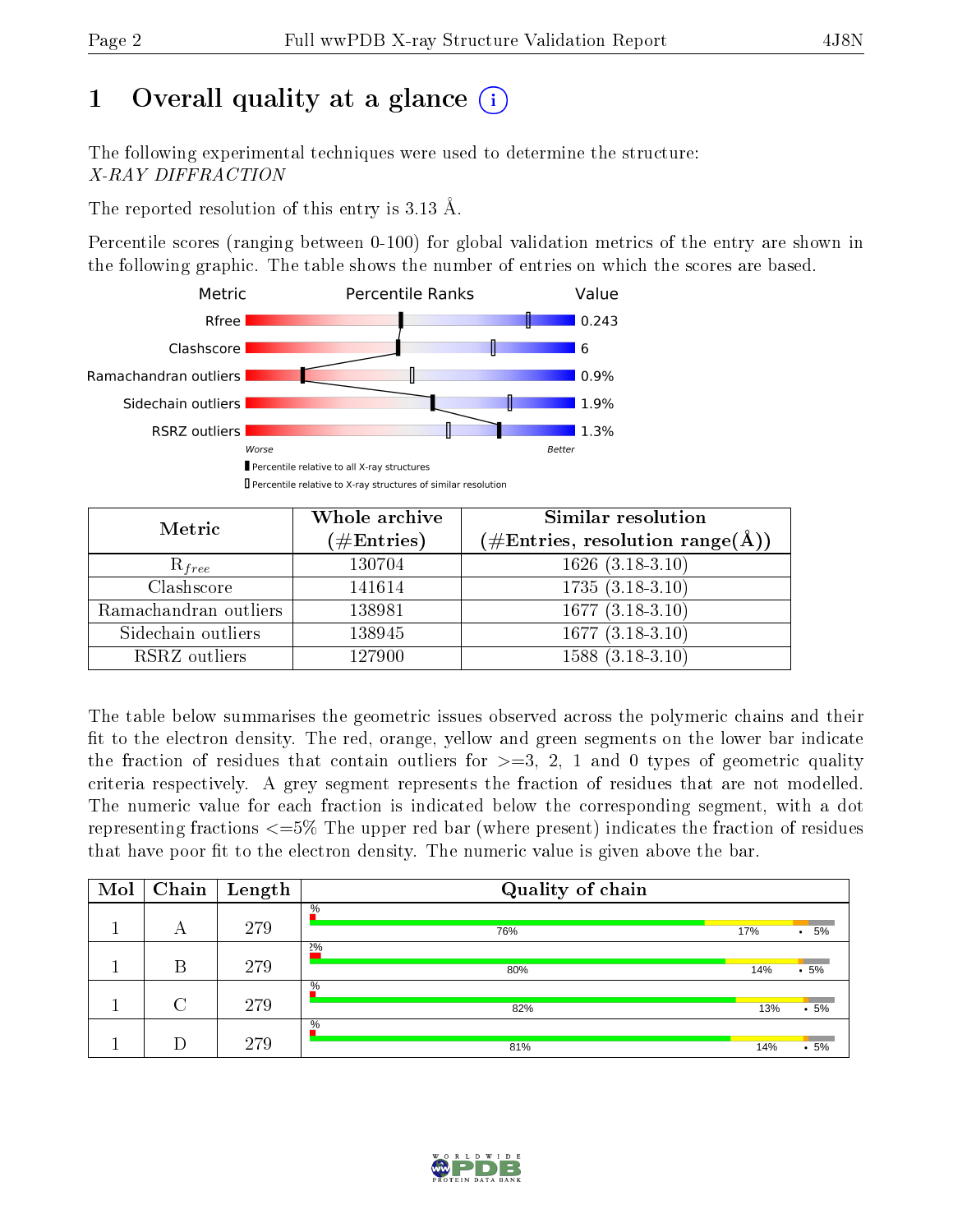# 1 Overall quality at a glance

The following experimental techniques were used to determine the structure:
*X-RAY DIFFRACTION*

The reported resolution of this entry is 3.13 Å.

Percentile scores (ranging between 0-100) for global validation metrics of the entry are shown in the following graphic. The table shows the number of entries on which the scores are based.

| Metric | Value |
|---|---|
| Rfree | 0.243 |
| Clashscore | 6 |
| Ramachandran outliers | 0.9% |
| Sidechain outliers | 1.9% |
| RSRZ outliers | 1.3% |

Worse — Better

▮ Percentile relative to all X-ray structures
▯ Percentile relative to X-ray structures of similar resolution

| Metric | Whole archive (#Entries) | Similar resolution (#Entries, resolution range(Å)) |
|---|---|---|
| $R_{free}$ | 130704 | 1626 (3.18-3.10) |
| Clashscore | 141614 | 1735 (3.18-3.10) |
| Ramachandran outliers | 138981 | 1677 (3.18-3.10) |
| Sidechain outliers | 138945 | 1677 (3.18-3.10) |
| RSRZ outliers | 127900 | 1588 (3.18-3.10) |

The table below summarises the geometric issues observed across the polymeric chains and their fit to the electron density. The red, orange, yellow and green segments on the lower bar indicate the fraction of residues that contain outliers for >=3, 2, 1 and 0 types of geometric quality criteria respectively. A grey segment represents the fraction of residues that are not modelled. The numeric value for each fraction is indicated below the corresponding segment, with a dot representing fractions <=5% The upper red bar (where present) indicates the fraction of residues that have poor fit to the electron density. The numeric value is given above the bar.

| Mol | Chain | Length | Quality of chain |
|---|---|---|---|
| 1 | A | 279 | %; 76%, 17%, •, 5% |
| 1 | B | 279 | 2%; 80%, 14%, •, 5% |
| 1 | C | 279 | %; 82%, 13%, •, 5% |
| 1 | D | 279 | %; 81%, 14%, •, 5% |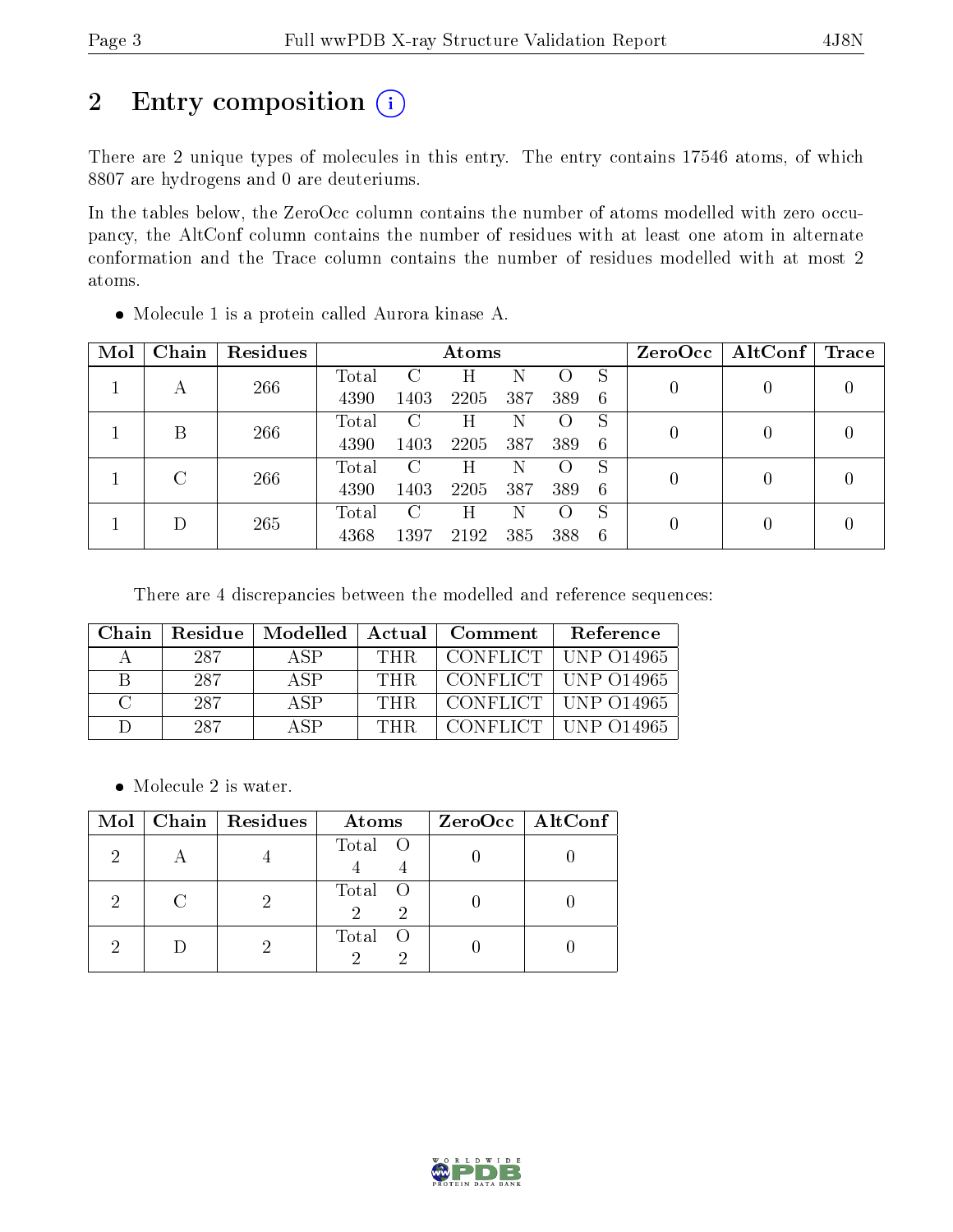# 2 Entry composition

There are 2 unique types of molecules in this entry. The entry contains 17546 atoms, of which 8807 are hydrogens and 0 are deuteriums.

In the tables below, the ZeroOcc column contains the number of atoms modelled with zero occupancy, the AltConf column contains the number of residues with at least one atom in alternate conformation and the Trace column contains the number of residues modelled with at most 2 atoms.

- Molecule 1 is a protein called Aurora kinase A.

| Mol | Chain | Residues | Atoms | | | | | | ZeroOcc | AltConf | Trace |
|---|---|---|---|---|---|---|---|---|---|---|---|
| 1 | A | 266 | Total<br>4390 | C<br>1403 | H<br>2205 | N<br>387 | O<br>389 | S<br>6 | 0 | 0 | 0 |
| 1 | B | 266 | Total<br>4390 | C<br>1403 | H<br>2205 | N<br>387 | O<br>389 | S<br>6 | 0 | 0 | 0 |
| 1 | C | 266 | Total<br>4390 | C<br>1403 | H<br>2205 | N<br>387 | O<br>389 | S<br>6 | 0 | 0 | 0 |
| 1 | D | 265 | Total<br>4368 | C<br>1397 | H<br>2192 | N<br>385 | O<br>388 | S<br>6 | 0 | 0 | 0 |

There are 4 discrepancies between the modelled and reference sequences:

| Chain | Residue | Modelled | Actual | Comment | Reference |
|---|---|---|---|---|---|
| A | 287 | ASP | THR | CONFLICT | UNP O14965 |
| B | 287 | ASP | THR | CONFLICT | UNP O14965 |
| C | 287 | ASP | THR | CONFLICT | UNP O14965 |
| D | 287 | ASP | THR | CONFLICT | UNP O14965 |

- Molecule 2 is water.

| Mol | Chain | Residues | Atoms | | ZeroOcc | AltConf |
|---|---|---|---|---|---|---|
| 2 | A | 4 | Total<br>4 | O<br>4 | 0 | 0 |
| 2 | C | 2 | Total<br>2 | O<br>2 | 0 | 0 |
| 2 | D | 2 | Total<br>2 | O<br>2 | 0 | 0 |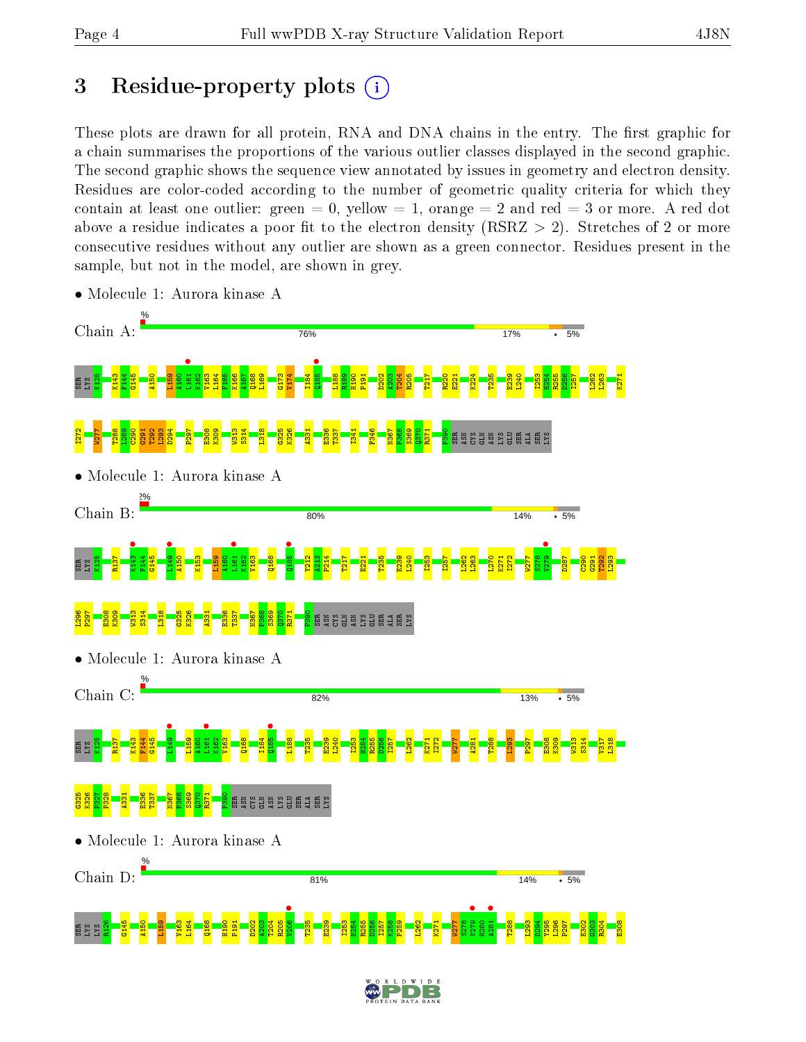# 3 Residue-property plots

These plots are drawn for all protein, RNA and DNA chains in the entry. The first graphic for a chain summarises the proportions of the various outlier classes displayed in the second graphic. The second graphic shows the sequence view annotated by issues in geometry and electron density. Residues are color-coded according to the number of geometric quality criteria for which they contain at least one outlier: green = 0, yellow = 1, orange = 2 and red = 3 or more. A red dot above a residue indicates a poor fit to the electron density (RSRZ > 2). Stretches of 2 or more consecutive residues without any outlier are shown as a green connector. Residues present in the sample, but not in the model, are shown in grey.

- Molecule 1: Aurora kinase A

Chain A: 76% 17% • 5%

- Molecule 1: Aurora kinase A

Chain B: 80% 14% • 5%

- Molecule 1: Aurora kinase A

Chain C: 82% 13% • 5%

- Molecule 1: Aurora kinase A

Chain D: 81% 14% • 5%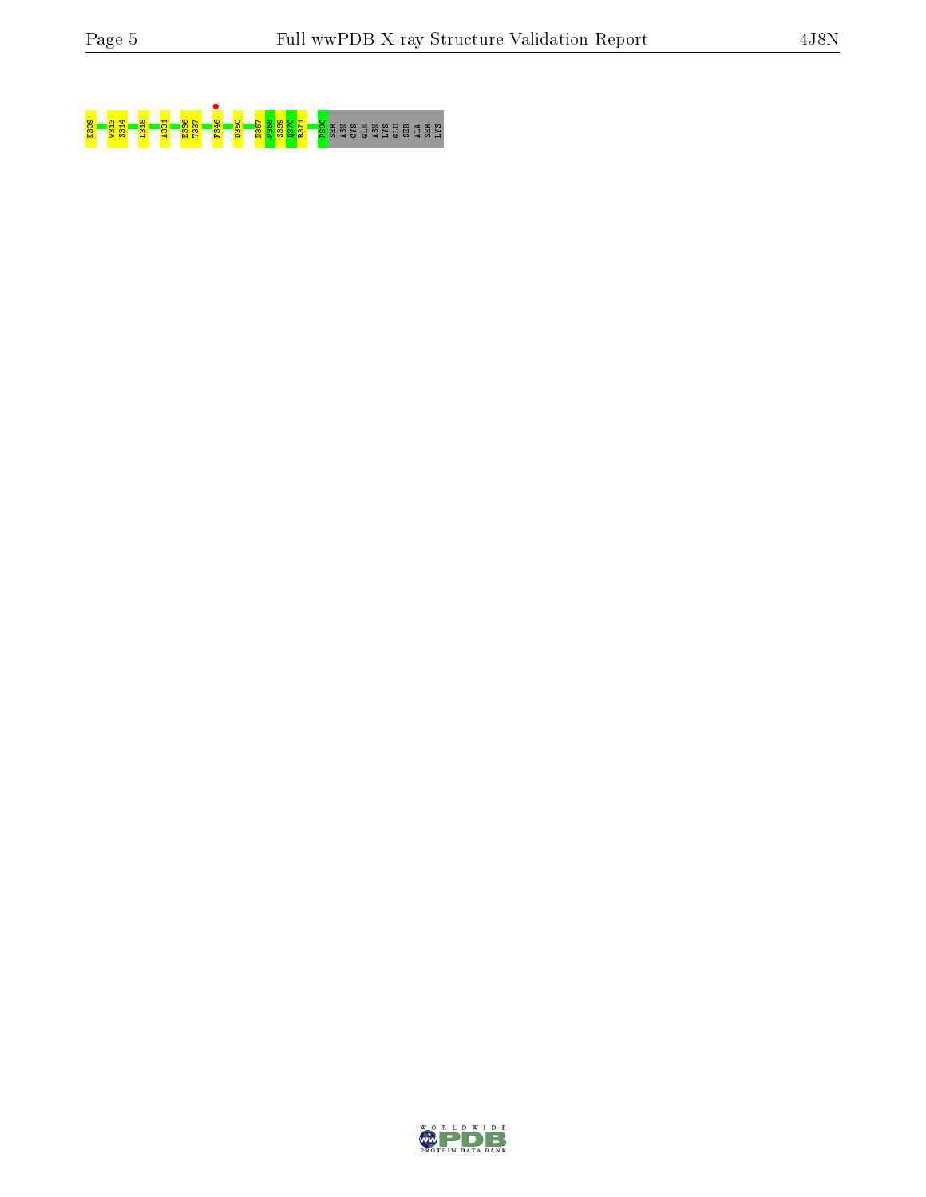K309 W313 S314 L318 A331 E336 T337 F346 D350 N367 P368 S369 Q370 R371 P390 SER ASN CYS GLN ASN LYS GLU SER ALA SER LYS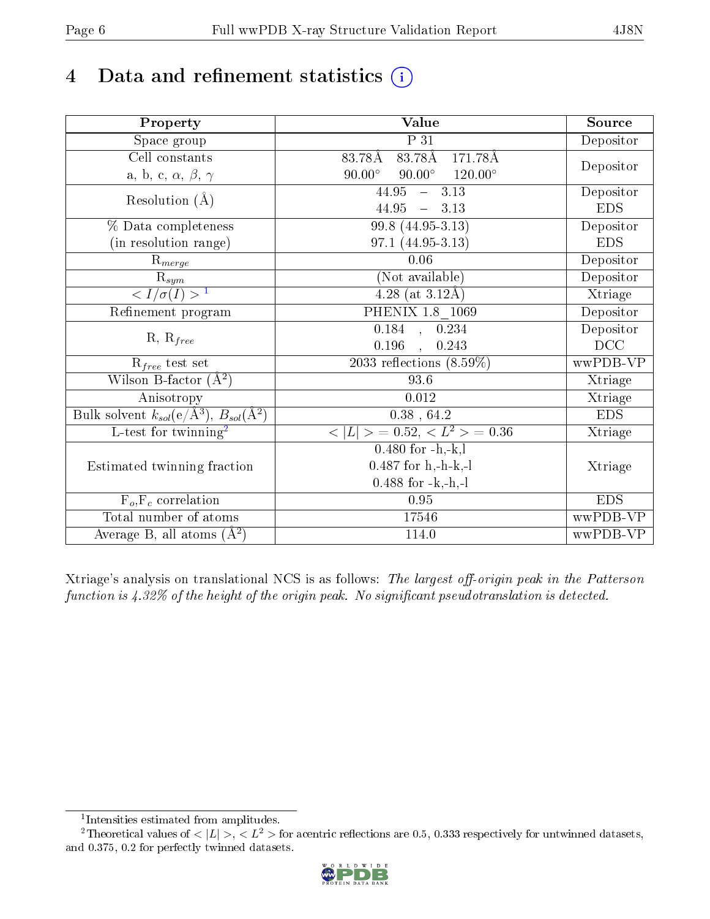# 4 Data and refinement statistics (i)

| Property | Value | Source |
|---|---|---|
| Space group | P 31 | Depositor |
| Cell constants<br>a, b, c, $\alpha$, $\beta$, $\gamma$ | 83.78Å 83.78Å 171.78Å<br>90.00° 90.00° 120.00° | Depositor |
| Resolution (Å) | 44.95 – 3.13<br>44.95 – 3.13 | Depositor<br>EDS |
| % Data completeness<br>(in resolution range) | 99.8 (44.95-3.13)<br>97.1 (44.95-3.13) | Depositor<br>EDS |
| $R_{merge}$ | 0.06 | Depositor |
| $R_{sym}$ | (Not available) | Depositor |
| $< I/\sigma(I) >$ [1] | 4.28 (at 3.12Å) | Xtriage |
| Refinement program | PHENIX 1.8_1069 | Depositor |
| R, $R_{free}$ | 0.184 , 0.234<br>0.196 , 0.243 | Depositor<br>DCC |
| $R_{free}$ test set | 2033 reflections (8.59%) | wwPDB-VP |
| Wilson B-factor ($Å^2$) | 93.6 | Xtriage |
| Anisotropy | 0.012 | Xtriage |
| Bulk solvent $k_{sol}$(e/$Å^3$), $B_{sol}$($Å^2$) | 0.38 , 64.2 | EDS |
| L-test for twinning[2] | $< \|L\| > = 0.52$, $< L^2 > = 0.36$ | Xtriage |
| Estimated twinning fraction | 0.480 for -h,-k,l<br>0.487 for h,-h-k,-l<br>0.488 for -k,-h,-l | Xtriage |
| $F_o$,$F_c$ correlation | 0.95 | EDS |
| Total number of atoms | 17546 | wwPDB-VP |
| Average B, all atoms ($Å^2$) | 114.0 | wwPDB-VP |

Xtriage's analysis on translational NCS is as follows: *The largest off-origin peak in the Patterson function is 4.32% of the height of the origin peak. No significant pseudotranslation is detected.*

[1] Intensities estimated from amplitudes.

[2] Theoretical values of $< |L| >$, $< L^2 >$ for acentric reflections are 0.5, 0.333 respectively for untwinned datasets, and 0.375, 0.2 for perfectly twinned datasets.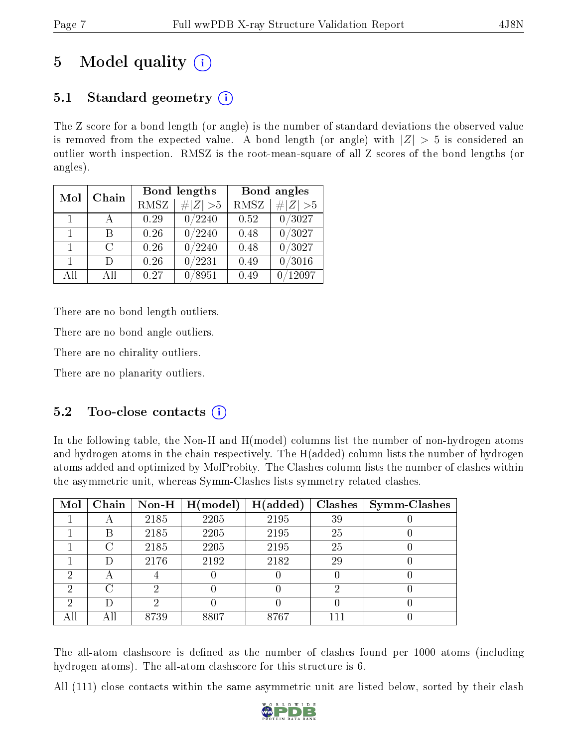# 5 Model quality

## 5.1 Standard geometry

The Z score for a bond length (or angle) is the number of standard deviations the observed value is removed from the expected value. A bond length (or angle) with $|Z| > 5$ is considered an outlier worth inspection. RMSZ is the root-mean-square of all Z scores of the bond lengths (or angles).

| Mol | Chain | Bond lengths | | Bond angles | |
|---|---|---|---|---|---|
| | | RMSZ | #$|Z|$ >5 | RMSZ | #$|Z|$ >5 |
| 1 | A | 0.29 | 0/2240 | 0.52 | 0/3027 |
| 1 | B | 0.26 | 0/2240 | 0.48 | 0/3027 |
| 1 | C | 0.26 | 0/2240 | 0.48 | 0/3027 |
| 1 | D | 0.26 | 0/2231 | 0.49 | 0/3016 |
| All | All | 0.27 | 0/8951 | 0.49 | 0/12097 |

There are no bond length outliers.

There are no bond angle outliers.

There are no chirality outliers.

There are no planarity outliers.

## 5.2 Too-close contacts

In the following table, the Non-H and H(model) columns list the number of non-hydrogen atoms and hydrogen atoms in the chain respectively. The H(added) column lists the number of hydrogen atoms added and optimized by MolProbity. The Clashes column lists the number of clashes within the asymmetric unit, whereas Symm-Clashes lists symmetry related clashes.

| Mol | Chain | Non-H | H(model) | H(added) | Clashes | Symm-Clashes |
|---|---|---|---|---|---|---|
| 1 | A | 2185 | 2205 | 2195 | 39 | 0 |
| 1 | B | 2185 | 2205 | 2195 | 25 | 0 |
| 1 | C | 2185 | 2205 | 2195 | 25 | 0 |
| 1 | D | 2176 | 2192 | 2182 | 29 | 0 |
| 2 | A | 4 | 0 | 0 | 0 | 0 |
| 2 | C | 2 | 0 | 0 | 2 | 0 |
| 2 | D | 2 | 0 | 0 | 0 | 0 |
| All | All | 8739 | 8807 | 8767 | 111 | 0 |

The all-atom clashscore is defined as the number of clashes found per 1000 atoms (including hydrogen atoms). The all-atom clashscore for this structure is 6.

All (111) close contacts within the same asymmetric unit are listed below, sorted by their clash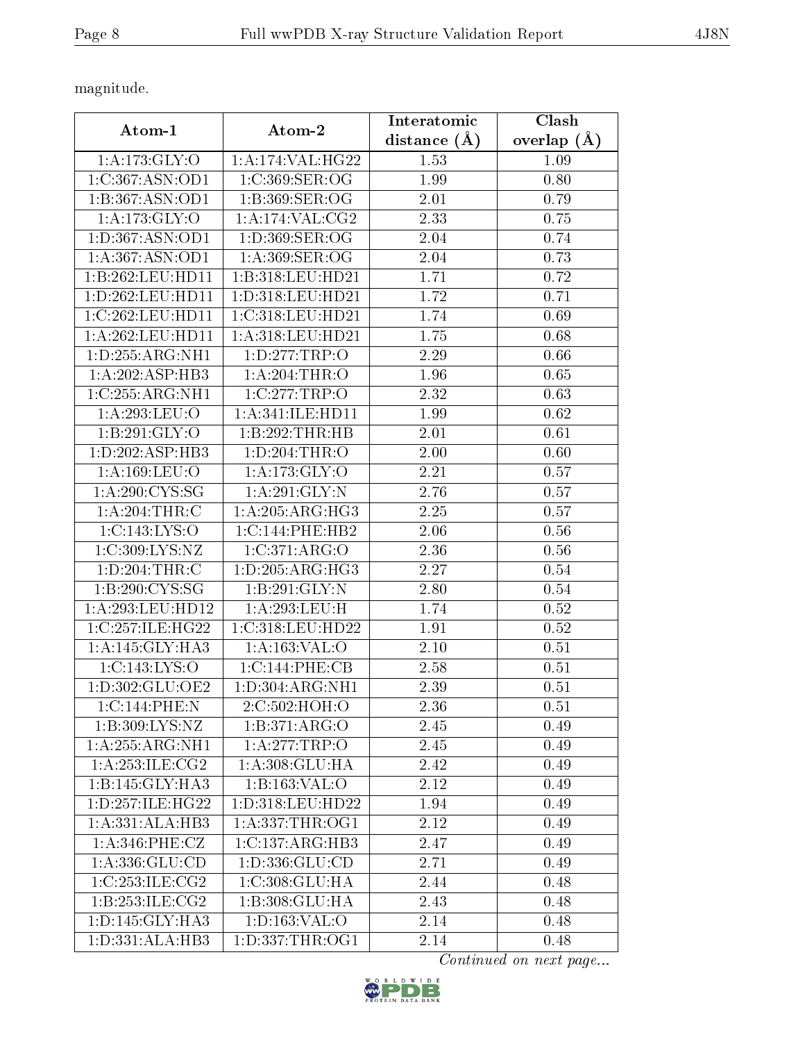magnitude.

| Atom-1 | Atom-2 | Interatomic distance (Å) | Clash overlap (Å) |
|---|---|---|---|
| 1:A:173:GLY:O | 1:A:174:VAL:HG22 | 1.53 | 1.09 |
| 1:C:367:ASN:OD1 | 1:C:369:SER:OG | 1.99 | 0.80 |
| 1:B:367:ASN:OD1 | 1:B:369:SER:OG | 2.01 | 0.79 |
| 1:A:173:GLY:O | 1:A:174:VAL:CG2 | 2.33 | 0.75 |
| 1:D:367:ASN:OD1 | 1:D:369:SER:OG | 2.04 | 0.74 |
| 1:A:367:ASN:OD1 | 1:A:369:SER:OG | 2.04 | 0.73 |
| 1:B:262:LEU:HD11 | 1:B:318:LEU:HD21 | 1.71 | 0.72 |
| 1:D:262:LEU:HD11 | 1:D:318:LEU:HD21 | 1.72 | 0.71 |
| 1:C:262:LEU:HD11 | 1:C:318:LEU:HD21 | 1.74 | 0.69 |
| 1:A:262:LEU:HD11 | 1:A:318:LEU:HD21 | 1.75 | 0.68 |
| 1:D:255:ARG:NH1 | 1:D:277:TRP:O | 2.29 | 0.66 |
| 1:A:202:ASP:HB3 | 1:A:204:THR:O | 1.96 | 0.65 |
| 1:C:255:ARG:NH1 | 1:C:277:TRP:O | 2.32 | 0.63 |
| 1:A:293:LEU:O | 1:A:341:ILE:HD11 | 1.99 | 0.62 |
| 1:B:291:GLY:O | 1:B:292:THR:HB | 2.01 | 0.61 |
| 1:D:202:ASP:HB3 | 1:D:204:THR:O | 2.00 | 0.60 |
| 1:A:169:LEU:O | 1:A:173:GLY:O | 2.21 | 0.57 |
| 1:A:290:CYS:SG | 1:A:291:GLY:N | 2.76 | 0.57 |
| 1:A:204:THR:C | 1:A:205:ARG:HG3 | 2.25 | 0.57 |
| 1:C:143:LYS:O | 1:C:144:PHE:HB2 | 2.06 | 0.56 |
| 1:C:309:LYS:NZ | 1:C:371:ARG:O | 2.36 | 0.56 |
| 1:D:204:THR:C | 1:D:205:ARG:HG3 | 2.27 | 0.54 |
| 1:B:290:CYS:SG | 1:B:291:GLY:N | 2.80 | 0.54 |
| 1:A:293:LEU:HD12 | 1:A:293:LEU:H | 1.74 | 0.52 |
| 1:C:257:ILE:HG22 | 1:C:318:LEU:HD22 | 1.91 | 0.52 |
| 1:A:145:GLY:HA3 | 1:A:163:VAL:O | 2.10 | 0.51 |
| 1:C:143:LYS:O | 1:C:144:PHE:CB | 2.58 | 0.51 |
| 1:D:302:GLU:OE2 | 1:D:304:ARG:NH1 | 2.39 | 0.51 |
| 1:C:144:PHE:N | 2:C:502:HOH:O | 2.36 | 0.51 |
| 1:B:309:LYS:NZ | 1:B:371:ARG:O | 2.45 | 0.49 |
| 1:A:255:ARG:NH1 | 1:A:277:TRP:O | 2.45 | 0.49 |
| 1:A:253:ILE:CG2 | 1:A:308:GLU:HA | 2.42 | 0.49 |
| 1:B:145:GLY:HA3 | 1:B:163:VAL:O | 2.12 | 0.49 |
| 1:D:257:ILE:HG22 | 1:D:318:LEU:HD22 | 1.94 | 0.49 |
| 1:A:331:ALA:HB3 | 1:A:337:THR:OG1 | 2.12 | 0.49 |
| 1:A:346:PHE:CZ | 1:C:137:ARG:HB3 | 2.47 | 0.49 |
| 1:A:336:GLU:CD | 1:D:336:GLU:CD | 2.71 | 0.49 |
| 1:C:253:ILE:CG2 | 1:C:308:GLU:HA | 2.44 | 0.48 |
| 1:B:253:ILE:CG2 | 1:B:308:GLU:HA | 2.43 | 0.48 |
| 1:D:145:GLY:HA3 | 1:D:163:VAL:O | 2.14 | 0.48 |
| 1:D:331:ALA:HB3 | 1:D:337:THR:OG1 | 2.14 | 0.48 |

*Continued on next page...*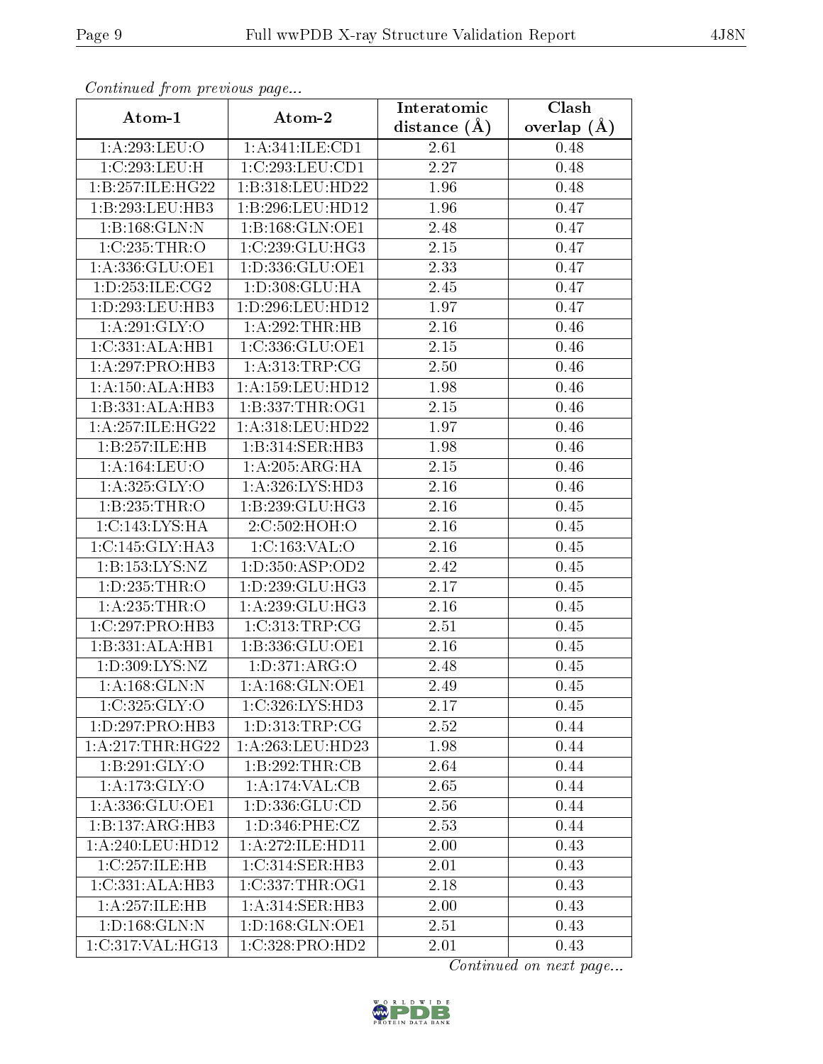*Continued from previous page...*

| Atom-1 | Atom-2 | Interatomic distance (Å) | Clash overlap (Å) |
|---|---|---|---|
| 1:A:293:LEU:O | 1:A:341:ILE:CD1 | 2.61 | 0.48 |
| 1:C:293:LEU:H | 1:C:293:LEU:CD1 | 2.27 | 0.48 |
| 1:B:257:ILE:HG22 | 1:B:318:LEU:HD22 | 1.96 | 0.48 |
| 1:B:293:LEU:HB3 | 1:B:296:LEU:HD12 | 1.96 | 0.47 |
| 1:B:168:GLN:N | 1:B:168:GLN:OE1 | 2.48 | 0.47 |
| 1:C:235:THR:O | 1:C:239:GLU:HG3 | 2.15 | 0.47 |
| 1:A:336:GLU:OE1 | 1:D:336:GLU:OE1 | 2.33 | 0.47 |
| 1:D:253:ILE:CG2 | 1:D:308:GLU:HA | 2.45 | 0.47 |
| 1:D:293:LEU:HB3 | 1:D:296:LEU:HD12 | 1.97 | 0.47 |
| 1:A:291:GLY:O | 1:A:292:THR:HB | 2.16 | 0.46 |
| 1:C:331:ALA:HB1 | 1:C:336:GLU:OE1 | 2.15 | 0.46 |
| 1:A:297:PRO:HB3 | 1:A:313:TRP:CG | 2.50 | 0.46 |
| 1:A:150:ALA:HB3 | 1:A:159:LEU:HD12 | 1.98 | 0.46 |
| 1:B:331:ALA:HB3 | 1:B:337:THR:OG1 | 2.15 | 0.46 |
| 1:A:257:ILE:HG22 | 1:A:318:LEU:HD22 | 1.97 | 0.46 |
| 1:B:257:ILE:HB | 1:B:314:SER:HB3 | 1.98 | 0.46 |
| 1:A:164:LEU:O | 1:A:205:ARG:HA | 2.15 | 0.46 |
| 1:A:325:GLY:O | 1:A:326:LYS:HD3 | 2.16 | 0.46 |
| 1:B:235:THR:O | 1:B:239:GLU:HG3 | 2.16 | 0.45 |
| 1:C:143:LYS:HA | 2:C:502:HOH:O | 2.16 | 0.45 |
| 1:C:145:GLY:HA3 | 1:C:163:VAL:O | 2.16 | 0.45 |
| 1:B:153:LYS:NZ | 1:D:350:ASP:OD2 | 2.42 | 0.45 |
| 1:D:235:THR:O | 1:D:239:GLU:HG3 | 2.17 | 0.45 |
| 1:A:235:THR:O | 1:A:239:GLU:HG3 | 2.16 | 0.45 |
| 1:C:297:PRO:HB3 | 1:C:313:TRP:CG | 2.51 | 0.45 |
| 1:B:331:ALA:HB1 | 1:B:336:GLU:OE1 | 2.16 | 0.45 |
| 1:D:309:LYS:NZ | 1:D:371:ARG:O | 2.48 | 0.45 |
| 1:A:168:GLN:N | 1:A:168:GLN:OE1 | 2.49 | 0.45 |
| 1:C:325:GLY:O | 1:C:326:LYS:HD3 | 2.17 | 0.45 |
| 1:D:297:PRO:HB3 | 1:D:313:TRP:CG | 2.52 | 0.44 |
| 1:A:217:THR:HG22 | 1:A:263:LEU:HD23 | 1.98 | 0.44 |
| 1:B:291:GLY:O | 1:B:292:THR:CB | 2.64 | 0.44 |
| 1:A:173:GLY:O | 1:A:174:VAL:CB | 2.65 | 0.44 |
| 1:A:336:GLU:OE1 | 1:D:336:GLU:CD | 2.56 | 0.44 |
| 1:B:137:ARG:HB3 | 1:D:346:PHE:CZ | 2.53 | 0.44 |
| 1:A:240:LEU:HD12 | 1:A:272:ILE:HD11 | 2.00 | 0.43 |
| 1:C:257:ILE:HB | 1:C:314:SER:HB3 | 2.01 | 0.43 |
| 1:C:331:ALA:HB3 | 1:C:337:THR:OG1 | 2.18 | 0.43 |
| 1:A:257:ILE:HB | 1:A:314:SER:HB3 | 2.00 | 0.43 |
| 1:D:168:GLN:N | 1:D:168:GLN:OE1 | 2.51 | 0.43 |
| 1:C:317:VAL:HG13 | 1:C:328:PRO:HD2 | 2.01 | 0.43 |

*Continued on next page...*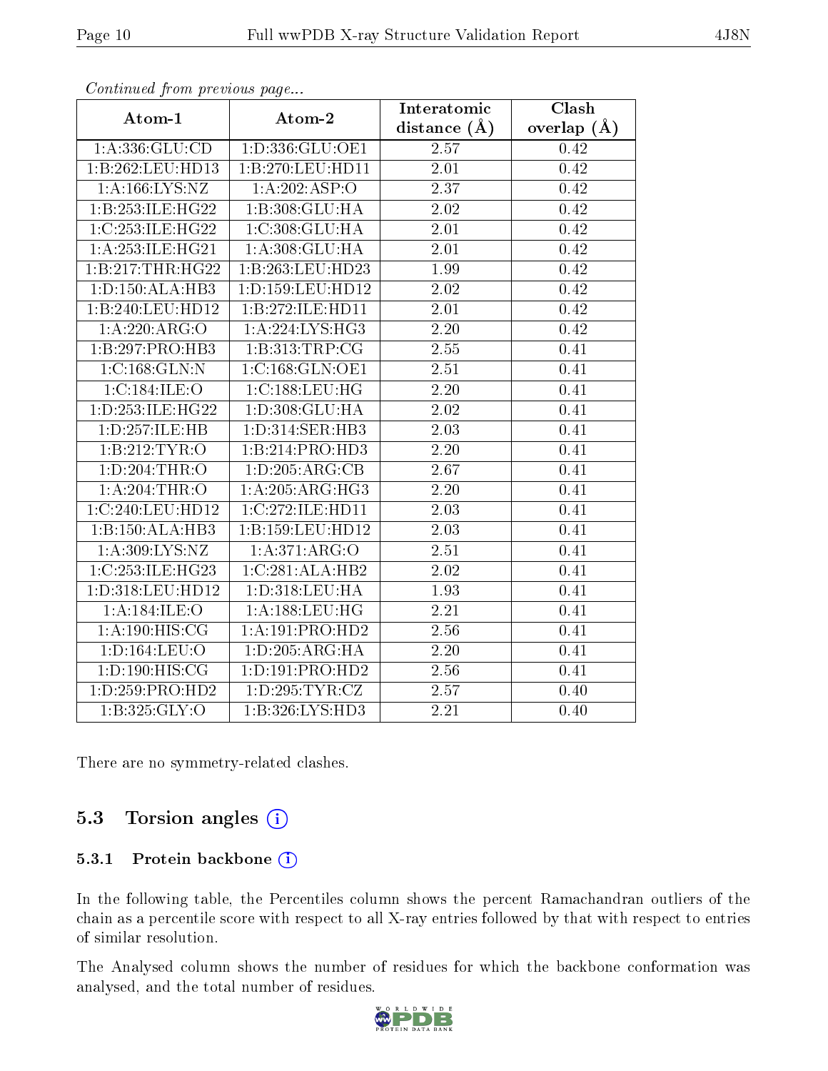*Continued from previous page...*

| Atom-1 | Atom-2 | Interatomic distance (Å) | Clash overlap (Å) |
|---|---|---|---|
| 1:A:336:GLU:CD | 1:D:336:GLU:OE1 | 2.57 | 0.42 |
| 1:B:262:LEU:HD13 | 1:B:270:LEU:HD11 | 2.01 | 0.42 |
| 1:A:166:LYS:NZ | 1:A:202:ASP:O | 2.37 | 0.42 |
| 1:B:253:ILE:HG22 | 1:B:308:GLU:HA | 2.02 | 0.42 |
| 1:C:253:ILE:HG22 | 1:C:308:GLU:HA | 2.01 | 0.42 |
| 1:A:253:ILE:HG21 | 1:A:308:GLU:HA | 2.01 | 0.42 |
| 1:B:217:THR:HG22 | 1:B:263:LEU:HD23 | 1.99 | 0.42 |
| 1:D:150:ALA:HB3 | 1:D:159:LEU:HD12 | 2.02 | 0.42 |
| 1:B:240:LEU:HD12 | 1:B:272:ILE:HD11 | 2.01 | 0.42 |
| 1:A:220:ARG:O | 1:A:224:LYS:HG3 | 2.20 | 0.42 |
| 1:B:297:PRO:HB3 | 1:B:313:TRP:CG | 2.55 | 0.41 |
| 1:C:168:GLN:N | 1:C:168:GLN:OE1 | 2.51 | 0.41 |
| 1:C:184:ILE:O | 1:C:188:LEU:HG | 2.20 | 0.41 |
| 1:D:253:ILE:HG22 | 1:D:308:GLU:HA | 2.02 | 0.41 |
| 1:D:257:ILE:HB | 1:D:314:SER:HB3 | 2.03 | 0.41 |
| 1:B:212:TYR:O | 1:B:214:PRO:HD3 | 2.20 | 0.41 |
| 1:D:204:THR:O | 1:D:205:ARG:CB | 2.67 | 0.41 |
| 1:A:204:THR:O | 1:A:205:ARG:HG3 | 2.20 | 0.41 |
| 1:C:240:LEU:HD12 | 1:C:272:ILE:HD11 | 2.03 | 0.41 |
| 1:B:150:ALA:HB3 | 1:B:159:LEU:HD12 | 2.03 | 0.41 |
| 1:A:309:LYS:NZ | 1:A:371:ARG:O | 2.51 | 0.41 |
| 1:C:253:ILE:HG23 | 1:C:281:ALA:HB2 | 2.02 | 0.41 |
| 1:D:318:LEU:HD12 | 1:D:318:LEU:HA | 1.93 | 0.41 |
| 1:A:184:ILE:O | 1:A:188:LEU:HG | 2.21 | 0.41 |
| 1:A:190:HIS:CG | 1:A:191:PRO:HD2 | 2.56 | 0.41 |
| 1:D:164:LEU:O | 1:D:205:ARG:HA | 2.20 | 0.41 |
| 1:D:190:HIS:CG | 1:D:191:PRO:HD2 | 2.56 | 0.41 |
| 1:D:259:PRO:HD2 | 1:D:295:TYR:CZ | 2.57 | 0.40 |
| 1:B:325:GLY:O | 1:B:326:LYS:HD3 | 2.21 | 0.40 |

There are no symmetry-related clashes.

## 5.3 Torsion angles

### 5.3.1 Protein backbone

In the following table, the Percentiles column shows the percent Ramachandran outliers of the chain as a percentile score with respect to all X-ray entries followed by that with respect to entries of similar resolution.

The Analysed column shows the number of residues for which the backbone conformation was analysed, and the total number of residues.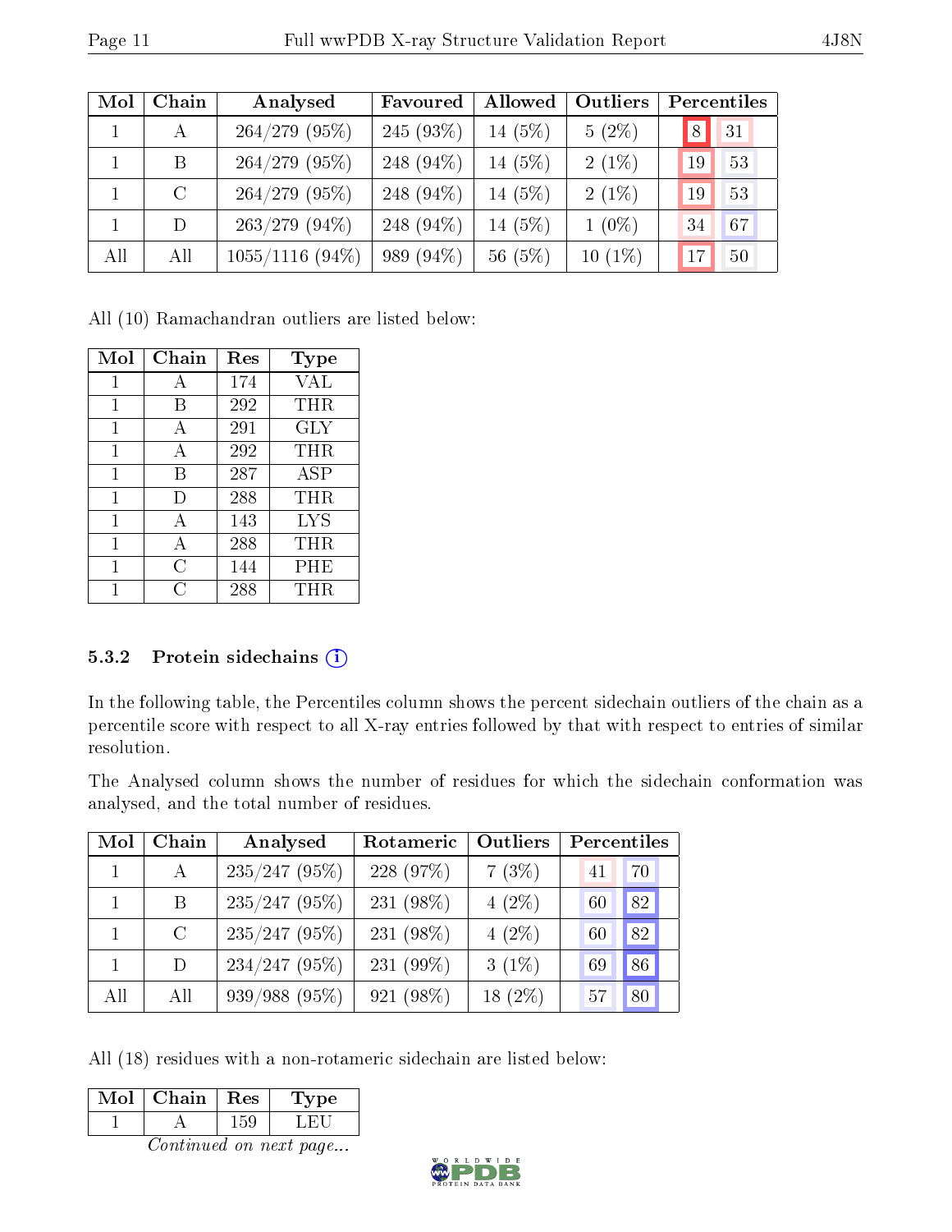| Mol | Chain | Analysed | Favoured | Allowed | Outliers | Percentiles | |
|---|---|---|---|---|---|---|---|
| 1 | A | 264/279 (95%) | 245 (93%) | 14 (5%) | 5 (2%) | 8 | 31 |
| 1 | B | 264/279 (95%) | 248 (94%) | 14 (5%) | 2 (1%) | 19 | 53 |
| 1 | C | 264/279 (95%) | 248 (94%) | 14 (5%) | 2 (1%) | 19 | 53 |
| 1 | D | 263/279 (94%) | 248 (94%) | 14 (5%) | 1 (0%) | 34 | 67 |
| All | All | 1055/1116 (94%) | 989 (94%) | 56 (5%) | 10 (1%) | 17 | 50 |

All (10) Ramachandran outliers are listed below:

| Mol | Chain | Res | Type |
|---|---|---|---|
| 1 | A | 174 | VAL |
| 1 | B | 292 | THR |
| 1 | A | 291 | GLY |
| 1 | A | 292 | THR |
| 1 | B | 287 | ASP |
| 1 | D | 288 | THR |
| 1 | A | 143 | LYS |
| 1 | A | 288 | THR |
| 1 | C | 144 | PHE |
| 1 | C | 288 | THR |

### 5.3.2 Protein sidechains

In the following table, the Percentiles column shows the percent sidechain outliers of the chain as a percentile score with respect to all X-ray entries followed by that with respect to entries of similar resolution.

The Analysed column shows the number of residues for which the sidechain conformation was analysed, and the total number of residues.

| Mol | Chain | Analysed | Rotameric | Outliers | Percentiles | |
|---|---|---|---|---|---|---|
| 1 | A | 235/247 (95%) | 228 (97%) | 7 (3%) | 41 | 70 |
| 1 | B | 235/247 (95%) | 231 (98%) | 4 (2%) | 60 | 82 |
| 1 | C | 235/247 (95%) | 231 (98%) | 4 (2%) | 60 | 82 |
| 1 | D | 234/247 (95%) | 231 (99%) | 3 (1%) | 69 | 86 |
| All | All | 939/988 (95%) | 921 (98%) | 18 (2%) | 57 | 80 |

All (18) residues with a non-rotameric sidechain are listed below:

| Mol | Chain | Res | Type |
|---|---|---|---|
| 1 | A | 159 | LEU |

*Continued on next page...*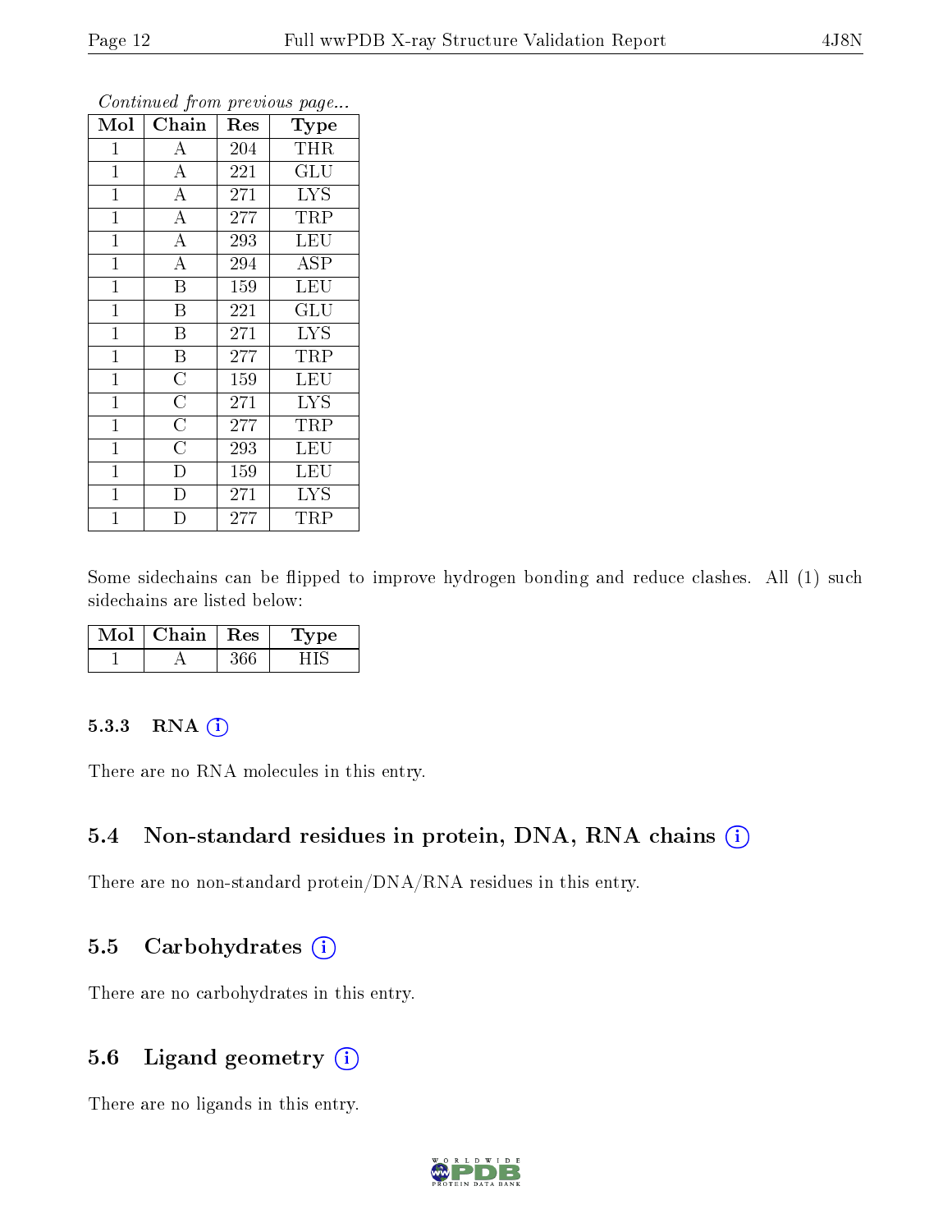*Continued from previous page...*

| Mol | Chain | Res | Type |
|---|---|---|---|
| 1 | A | 204 | THR |
| 1 | A | 221 | GLU |
| 1 | A | 271 | LYS |
| 1 | A | 277 | TRP |
| 1 | A | 293 | LEU |
| 1 | A | 294 | ASP |
| 1 | B | 159 | LEU |
| 1 | B | 221 | GLU |
| 1 | B | 271 | LYS |
| 1 | B | 277 | TRP |
| 1 | C | 159 | LEU |
| 1 | C | 271 | LYS |
| 1 | C | 277 | TRP |
| 1 | C | 293 | LEU |
| 1 | D | 159 | LEU |
| 1 | D | 271 | LYS |
| 1 | D | 277 | TRP |

Some sidechains can be flipped to improve hydrogen bonding and reduce clashes. All (1) such sidechains are listed below:

| Mol | Chain | Res | Type |
|---|---|---|---|
| 1 | A | 366 | HIS |

### 5.3.3 RNA

There are no RNA molecules in this entry.

## 5.4 Non-standard residues in protein, DNA, RNA chains

There are no non-standard protein/DNA/RNA residues in this entry.

## 5.5 Carbohydrates

There are no carbohydrates in this entry.

## 5.6 Ligand geometry

There are no ligands in this entry.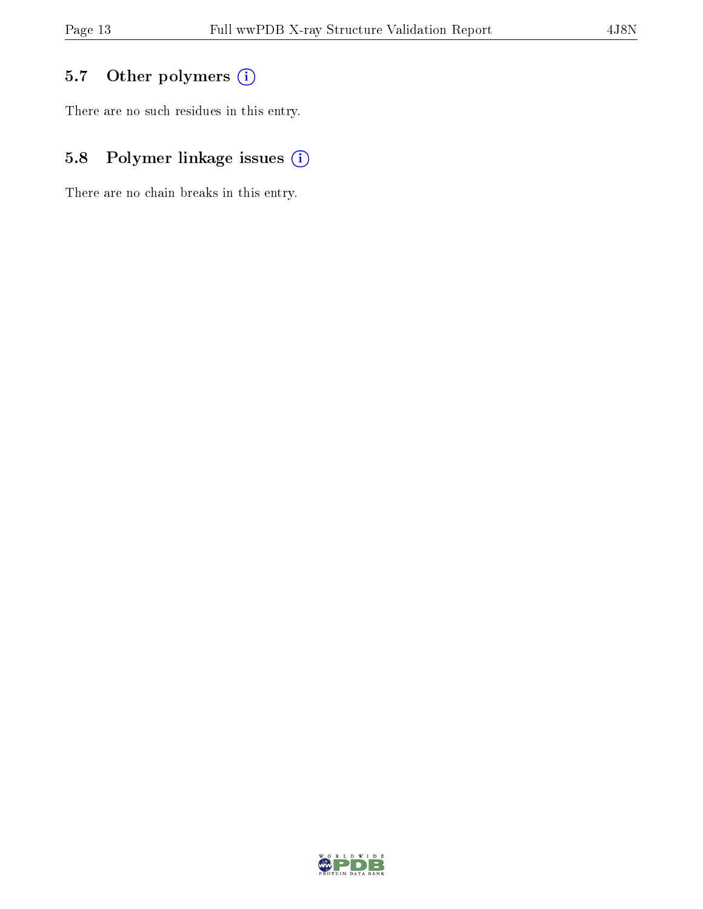### 5.7 Other polymers

There are no such residues in this entry.

### 5.8 Polymer linkage issues

There are no chain breaks in this entry.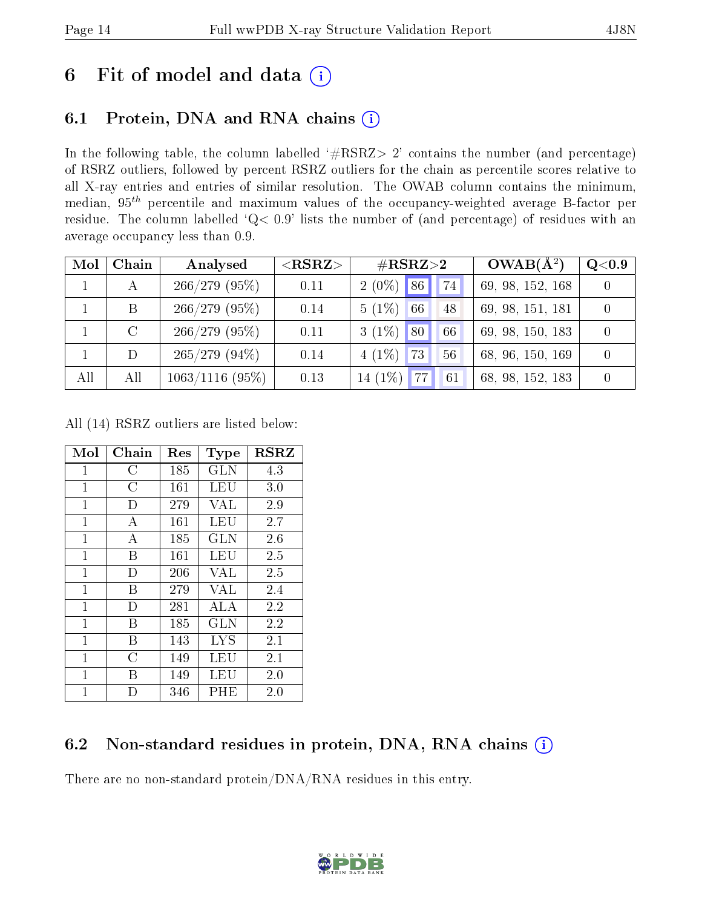# 6 Fit of model and data (i)

## 6.1 Protein, DNA and RNA chains (i)

In the following table, the column labelled '#RSRZ> 2' contains the number (and percentage) of RSRZ outliers, followed by percent RSRZ outliers for the chain as percentile scores relative to all X-ray entries and entries of similar resolution. The OWAB column contains the minimum, median, $95^{th}$ percentile and maximum values of the occupancy-weighted average B-factor per residue. The column labelled 'Q< 0.9' lists the number of (and percentage) of residues with an average occupancy less than 0.9.

| Mol | Chain | Analysed | <RSRZ> | #RSRZ>2 | | | OWAB(Å$^2$) | Q<0.9 |
|---|---|---|---|---|---|---|---|---|
| 1 | A | 266/279 (95%) | 0.11 | 2 (0%) | 86 | 74 | 69, 98, 152, 168 | 0 |
| 1 | B | 266/279 (95%) | 0.14 | 5 (1%) | 66 | 48 | 69, 98, 151, 181 | 0 |
| 1 | C | 266/279 (95%) | 0.11 | 3 (1%) | 80 | 66 | 69, 98, 150, 183 | 0 |
| 1 | D | 265/279 (94%) | 0.14 | 4 (1%) | 73 | 56 | 68, 96, 150, 169 | 0 |
| All | All | 1063/1116 (95%) | 0.13 | 14 (1%) | 77 | 61 | 68, 98, 152, 183 | 0 |

All (14) RSRZ outliers are listed below:

| Mol | Chain | Res | Type | RSRZ |
|---|---|---|---|---|
| 1 | C | 185 | GLN | 4.3 |
| 1 | C | 161 | LEU | 3.0 |
| 1 | D | 279 | VAL | 2.9 |
| 1 | A | 161 | LEU | 2.7 |
| 1 | A | 185 | GLN | 2.6 |
| 1 | B | 161 | LEU | 2.5 |
| 1 | D | 206 | VAL | 2.5 |
| 1 | B | 279 | VAL | 2.4 |
| 1 | D | 281 | ALA | 2.2 |
| 1 | B | 185 | GLN | 2.2 |
| 1 | B | 143 | LYS | 2.1 |
| 1 | C | 149 | LEU | 2.1 |
| 1 | B | 149 | LEU | 2.0 |
| 1 | D | 346 | PHE | 2.0 |

## 6.2 Non-standard residues in protein, DNA, RNA chains (i)

There are no non-standard protein/DNA/RNA residues in this entry.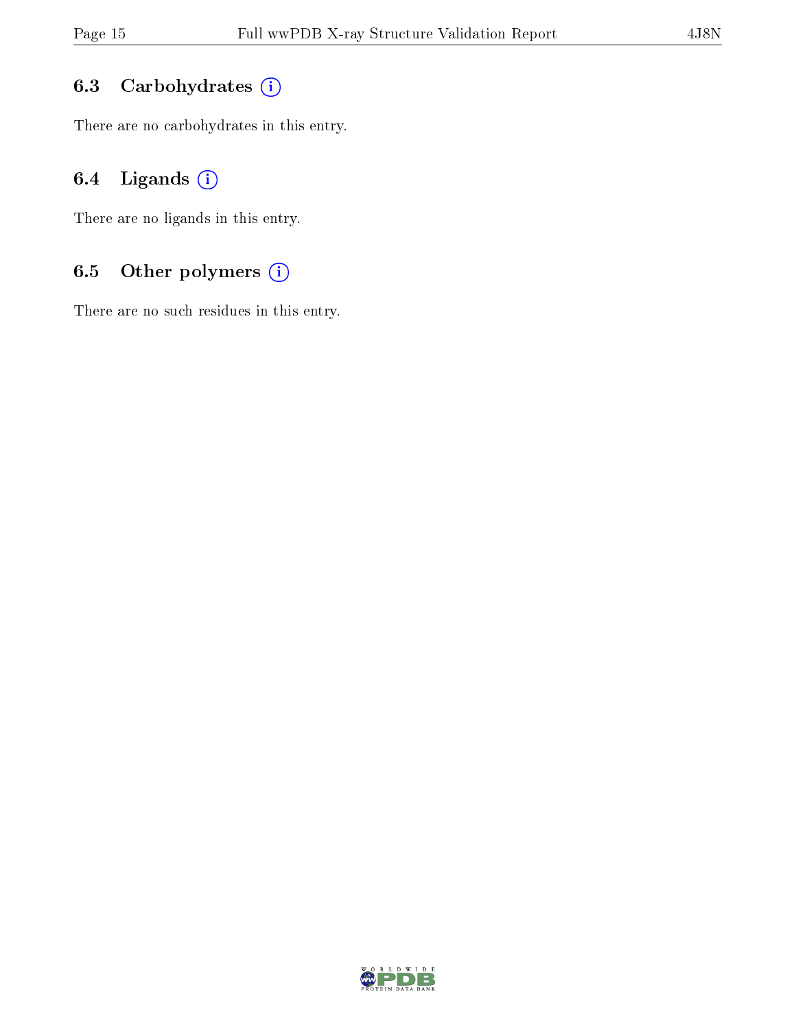### 6.3 Carbohydrates

There are no carbohydrates in this entry.

### 6.4 Ligands

There are no ligands in this entry.

### 6.5 Other polymers

There are no such residues in this entry.